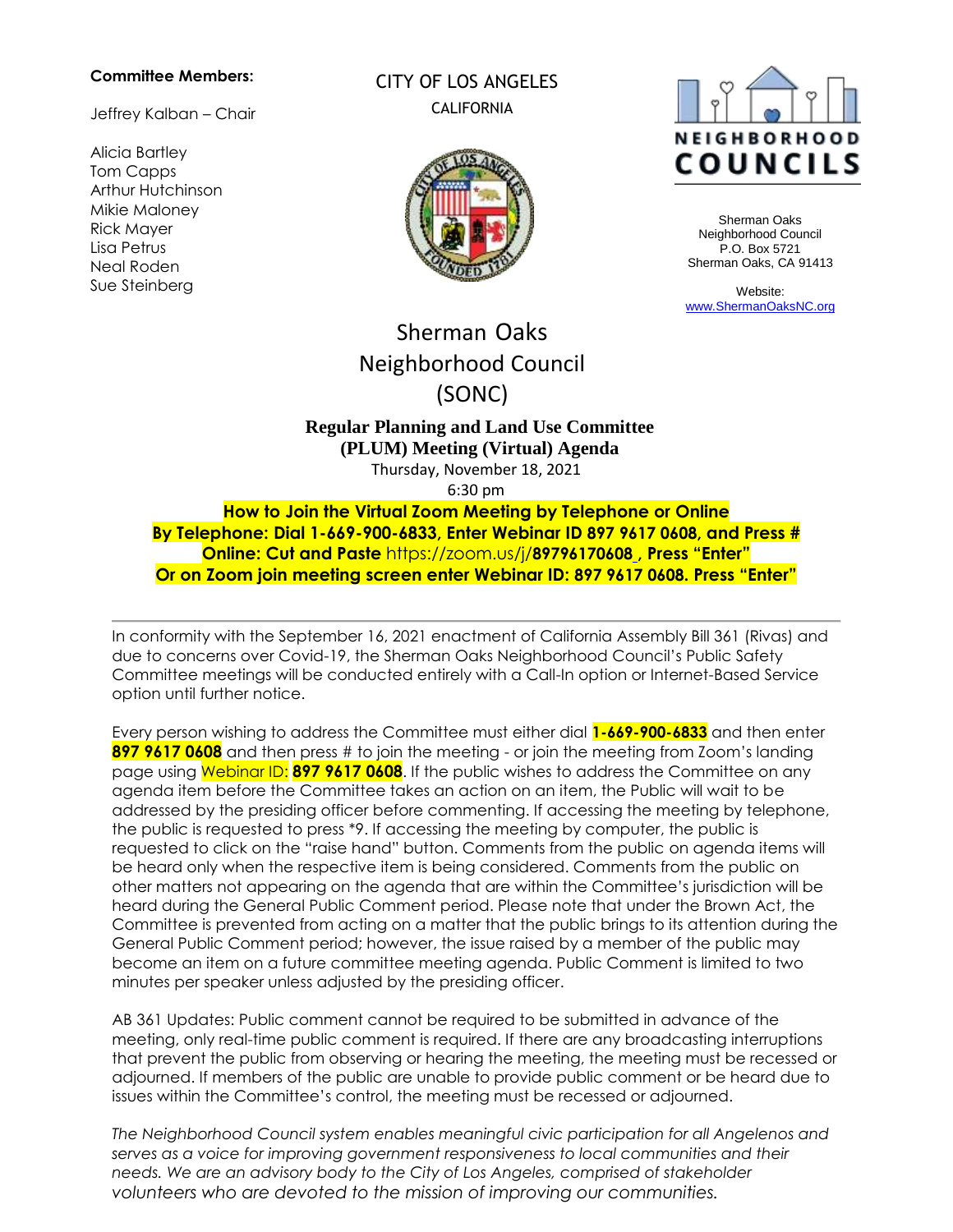**Committee Members:**

Jeffrey Kalban – Chair

Alicia Bartley
Tom Capps
Arthur Hutchinson
Mikie Maloney
Rick Mayer
Lisa Petrus
Neal Roden
Sue Steinberg

CITY OF LOS ANGELES
CALIFORNIA

NEIGHBORHOOD COUNCILS

Sherman Oaks
Neighborhood Council
P.O. Box 5721
Sherman Oaks, CA 91413

Website:
www.ShermanOaksNC.org

# Sherman Oaks Neighborhood Council (SONC)

## Regular Planning and Land Use Committee (PLUM) Meeting (Virtual) Agenda

Thursday, November 18, 2021
6:30 pm

**How to Join the Virtual Zoom Meeting by Telephone or Online**
**By Telephone: Dial 1-669-900-6833, Enter Webinar ID 897 9617 0608, and Press #**
**Online: Cut and Paste** https://zoom.us/j/**89796170608**, **Press "Enter"**
**Or on Zoom join meeting screen enter Webinar ID: 897 9617 0608. Press "Enter"**

---

In conformity with the September 16, 2021 enactment of California Assembly Bill 361 (Rivas) and due to concerns over Covid-19, the Sherman Oaks Neighborhood Council's Public Safety Committee meetings will be conducted entirely with a Call-In option or Internet-Based Service option until further notice.

Every person wishing to address the Committee must either dial **1-669-900-6833** and then enter **897 9617 0608** and then press # to join the meeting - or join the meeting from Zoom's landing page using Webinar ID: **897 9617 0608**. If the public wishes to address the Committee on any agenda item before the Committee takes an action on an item, the Public will wait to be addressed by the presiding officer before commenting. If accessing the meeting by telephone, the public is requested to press *9. If accessing the meeting by computer, the public is requested to click on the "raise hand" button. Comments from the public on agenda items will be heard only when the respective item is being considered. Comments from the public on other matters not appearing on the agenda that are within the Committee's jurisdiction will be heard during the General Public Comment period. Please note that under the Brown Act, the Committee is prevented from acting on a matter that the public brings to its attention during the General Public Comment period; however, the issue raised by a member of the public may become an item on a future committee meeting agenda. Public Comment is limited to two minutes per speaker unless adjusted by the presiding officer.

AB 361 Updates: Public comment cannot be required to be submitted in advance of the meeting, only real-time public comment is required. If there are any broadcasting interruptions that prevent the public from observing or hearing the meeting, the meeting must be recessed or adjourned. If members of the public are unable to provide public comment or be heard due to issues within the Committee's control, the meeting must be recessed or adjourned.

*The Neighborhood Council system enables meaningful civic participation for all Angelenos and serves as a voice for improving government responsiveness to local communities and their needs. We are an advisory body to the City of Los Angeles, comprised of stakeholder volunteers who are devoted to the mission of improving our communities.*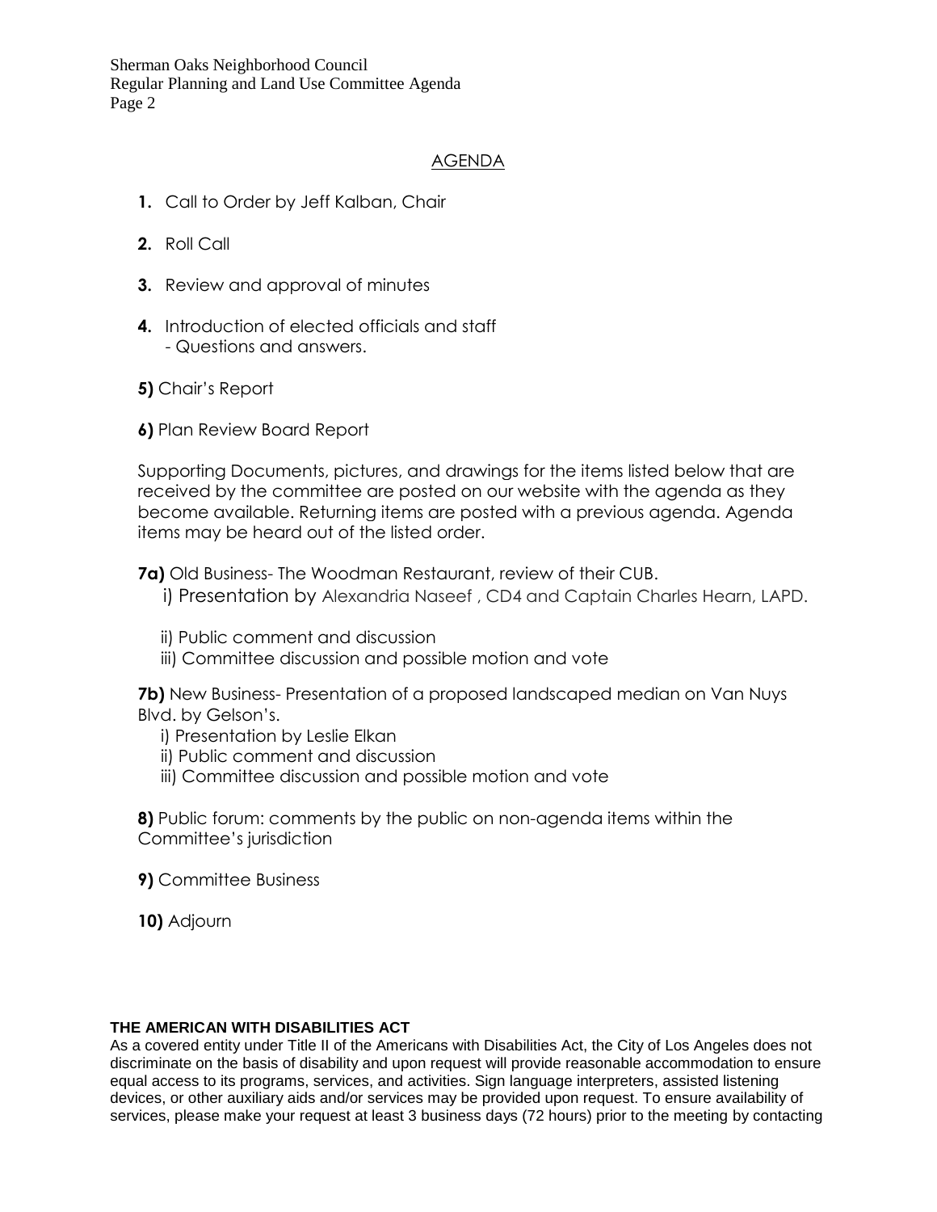## AGENDA

**1.** Call to Order by Jeff Kalban, Chair

**2.** Roll Call

**3.** Review and approval of minutes

**4.** Introduction of elected officials and staff
- Questions and answers.

**5)** Chair's Report

**6)** Plan Review Board Report

Supporting Documents, pictures, and drawings for the items listed below that are received by the committee are posted on our website with the agenda as they become available. Returning items are posted with a previous agenda. Agenda items may be heard out of the listed order.

**7a)** Old Business- The Woodman Restaurant, review of their CUB.

i) Presentation by Alexandria Naseef , CD4 and Captain Charles Hearn, LAPD.

ii) Public comment and discussion

iii) Committee discussion and possible motion and vote

**7b)** New Business- Presentation of a proposed landscaped median on Van Nuys Blvd. by Gelson's.

i) Presentation by Leslie Elkan

ii) Public comment and discussion

iii) Committee discussion and possible motion and vote

**8)** Public forum: comments by the public on non-agenda items within the Committee's jurisdiction

**9)** Committee Business

**10)** Adjourn

**THE AMERICAN WITH DISABILITIES ACT**

As a covered entity under Title II of the Americans with Disabilities Act, the City of Los Angeles does not discriminate on the basis of disability and upon request will provide reasonable accommodation to ensure equal access to its programs, services, and activities. Sign language interpreters, assisted listening devices, or other auxiliary aids and/or services may be provided upon request. To ensure availability of services, please make your request at least 3 business days (72 hours) prior to the meeting by contacting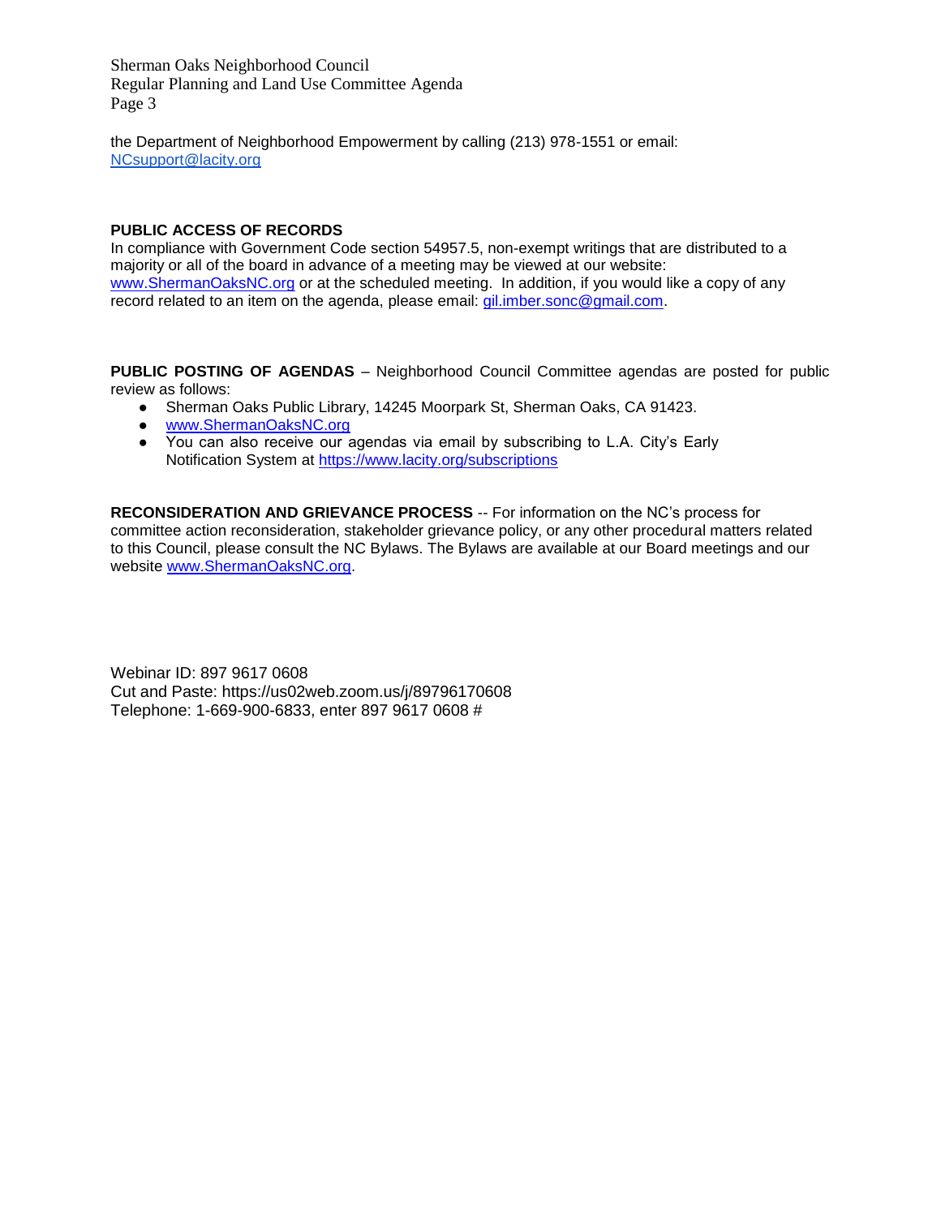the Department of Neighborhood Empowerment by calling (213) 978-1551 or email: [NCsupport@lacity.org](mailto:NCsupport@lacity.org)

**PUBLIC ACCESS OF RECORDS**
In compliance with Government Code section 54957.5, non-exempt writings that are distributed to a majority or all of the board in advance of a meeting may be viewed at our website: [www.ShermanOaksNC.org](http://www.ShermanOaksNC.org) or at the scheduled meeting. In addition, if you would like a copy of any record related to an item on the agenda, please email: [gil.imber.sonc@gmail.com](mailto:gil.imber.sonc@gmail.com).

**PUBLIC POSTING OF AGENDAS** – Neighborhood Council Committee agendas are posted for public review as follows:

- Sherman Oaks Public Library, 14245 Moorpark St, Sherman Oaks, CA 91423.
- [www.ShermanOaksNC.org](http://www.ShermanOaksNC.org)
- You can also receive our agendas via email by subscribing to L.A. City's Early Notification System at [https://www.lacity.org/subscriptions](https://www.lacity.org/subscriptions)

**RECONSIDERATION AND GRIEVANCE PROCESS** -- For information on the NC's process for committee action reconsideration, stakeholder grievance policy, or any other procedural matters related to this Council, please consult the NC Bylaws. The Bylaws are available at our Board meetings and our website [www.ShermanOaksNC.org](http://www.ShermanOaksNC.org).

Webinar ID: 897 9617 0608
Cut and Paste: https://us02web.zoom.us/j/89796170608
Telephone: 1-669-900-6833, enter 897 9617 0608 #